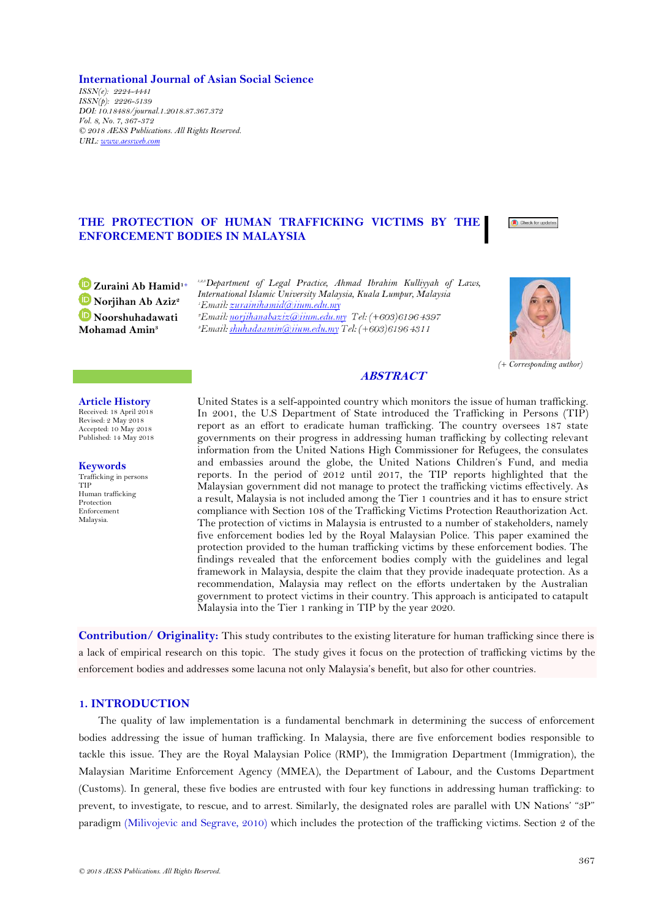**International Journal of Asian Social Science**

*ISSN(e): 2224-4441*
*ISSN(p): 2226-5139*
*DOI: 10.18488/journal.1.2018.87.367.372*
*Vol. 8, No. 7, 367-372*
*© 2018 AESS Publications. All Rights Reserved.*
*URL: www.aessweb.com*

# THE PROTECTION OF HUMAN TRAFFICKING VICTIMS BY THE ENFORCEMENT BODIES IN MALAYSIA

**Zuraini Ab Hamid**[1+]
**Norjihan Ab Aziz**[2]
**Noorshuhadawati Mohamad Amin**[3]

[1,2,3]*Department of Legal Practice, Ahmad Ibrahim Kulliyyah of Laws, International Islamic University Malaysia, Kuala Lumpur, Malaysia*
[1]*Email: zurainihamid@iium.edu.my*
[2]*Email: norjihanabaziz@iium.edu.my Tel: (+603)6196 4397*
[3]*Email: shuhadaamin@iium.edu.my Tel: (+603)6196 4311*

*(+ Corresponding author)*

## ABSTRACT

**Article History**
Received: 18 April 2018
Revised: 2 May 2018
Accepted: 10 May 2018
Published: 14 May 2018

**Keywords**
Trafficking in persons
TIP
Human trafficking
Protection
Enforcement
Malaysia.

United States is a self-appointed country which monitors the issue of human trafficking. In 2001, the U.S Department of State introduced the Trafficking in Persons (TIP) report as an effort to eradicate human trafficking. The country oversees 187 state governments on their progress in addressing human trafficking by collecting relevant information from the United Nations High Commissioner for Refugees, the consulates and embassies around the globe, the United Nations Children's Fund, and media reports. In the period of 2012 until 2017, the TIP reports highlighted that the Malaysian government did not manage to protect the trafficking victims effectively. As a result, Malaysia is not included among the Tier 1 countries and it has to ensure strict compliance with Section 108 of the Trafficking Victims Protection Reauthorization Act. The protection of victims in Malaysia is entrusted to a number of stakeholders, namely five enforcement bodies led by the Royal Malaysian Police. This paper examined the protection provided to the human trafficking victims by these enforcement bodies. The findings revealed that the enforcement bodies comply with the guidelines and legal framework in Malaysia, despite the claim that they provide inadequate protection. As a recommendation, Malaysia may reflect on the efforts undertaken by the Australian government to protect victims in their country. This approach is anticipated to catapult Malaysia into the Tier 1 ranking in TIP by the year 2020.

**Contribution/ Originality:** This study contributes to the existing literature for human trafficking since there is a lack of empirical research on this topic. The study gives it focus on the protection of trafficking victims by the enforcement bodies and addresses some lacuna not only Malaysia's benefit, but also for other countries.

## 1. INTRODUCTION

The quality of law implementation is a fundamental benchmark in determining the success of enforcement bodies addressing the issue of human trafficking. In Malaysia, there are five enforcement bodies responsible to tackle this issue. They are the Royal Malaysian Police (RMP), the Immigration Department (Immigration), the Malaysian Maritime Enforcement Agency (MMEA), the Department of Labour, and the Customs Department (Customs). In general, these five bodies are entrusted with four key functions in addressing human trafficking: to prevent, to investigate, to rescue, and to arrest. Similarly, the designated roles are parallel with UN Nations' "3P" paradigm (Milivojevic and Segrave, 2010) which includes the protection of the trafficking victims. Section 2 of the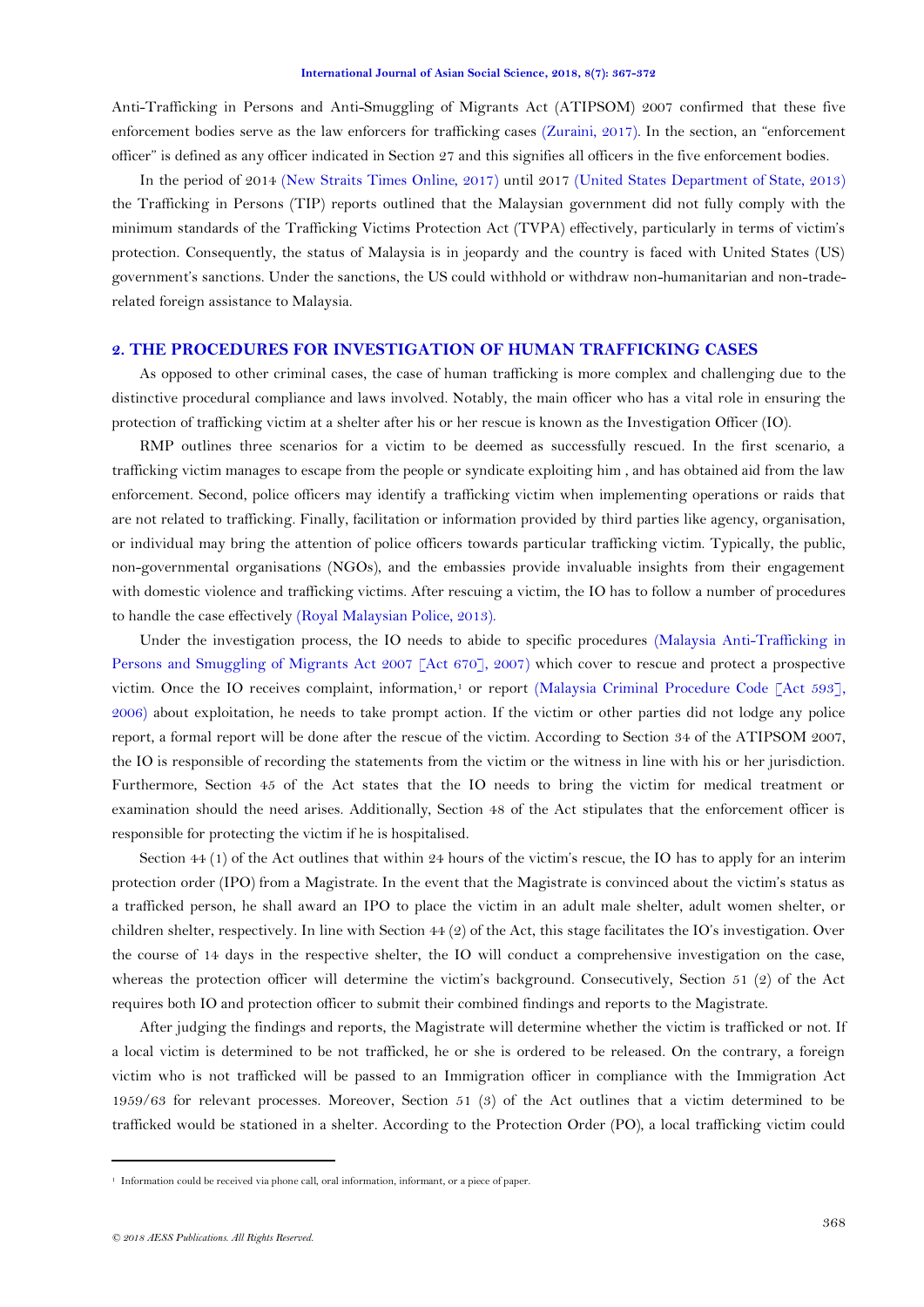Anti-Trafficking in Persons and Anti-Smuggling of Migrants Act (ATIPSOM) 2007 confirmed that these five enforcement bodies serve as the law enforcers for trafficking cases (Zuraini, 2017). In the section, an "enforcement officer" is defined as any officer indicated in Section 27 and this signifies all officers in the five enforcement bodies.

In the period of 2014 (New Straits Times Online, 2017) until 2017 (United States Department of State, 2013) the Trafficking in Persons (TIP) reports outlined that the Malaysian government did not fully comply with the minimum standards of the Trafficking Victims Protection Act (TVPA) effectively, particularly in terms of victim's protection. Consequently, the status of Malaysia is in jeopardy and the country is faced with United States (US) government's sanctions. Under the sanctions, the US could withhold or withdraw non-humanitarian and non-trade-related foreign assistance to Malaysia.

## 2. THE PROCEDURES FOR INVESTIGATION OF HUMAN TRAFFICKING CASES

As opposed to other criminal cases, the case of human trafficking is more complex and challenging due to the distinctive procedural compliance and laws involved. Notably, the main officer who has a vital role in ensuring the protection of trafficking victim at a shelter after his or her rescue is known as the Investigation Officer (IO).

RMP outlines three scenarios for a victim to be deemed as successfully rescued. In the first scenario, a trafficking victim manages to escape from the people or syndicate exploiting him , and has obtained aid from the law enforcement. Second, police officers may identify a trafficking victim when implementing operations or raids that are not related to trafficking. Finally, facilitation or information provided by third parties like agency, organisation, or individual may bring the attention of police officers towards particular trafficking victim. Typically, the public, non-governmental organisations (NGOs), and the embassies provide invaluable insights from their engagement with domestic violence and trafficking victims. After rescuing a victim, the IO has to follow a number of procedures to handle the case effectively (Royal Malaysian Police, 2013).

Under the investigation process, the IO needs to abide to specific procedures (Malaysia Anti-Trafficking in Persons and Smuggling of Migrants Act 2007 [Act 670], 2007) which cover to rescue and protect a prospective victim. Once the IO receives complaint, information,[1] or report (Malaysia Criminal Procedure Code [Act 593], 2006) about exploitation, he needs to take prompt action. If the victim or other parties did not lodge any police report, a formal report will be done after the rescue of the victim. According to Section 34 of the ATIPSOM 2007, the IO is responsible of recording the statements from the victim or the witness in line with his or her jurisdiction. Furthermore, Section 45 of the Act states that the IO needs to bring the victim for medical treatment or examination should the need arises. Additionally, Section 48 of the Act stipulates that the enforcement officer is responsible for protecting the victim if he is hospitalised.

Section 44 (1) of the Act outlines that within 24 hours of the victim's rescue, the IO has to apply for an interim protection order (IPO) from a Magistrate. In the event that the Magistrate is convinced about the victim's status as a trafficked person, he shall award an IPO to place the victim in an adult male shelter, adult women shelter, or children shelter, respectively. In line with Section 44 (2) of the Act, this stage facilitates the IO's investigation. Over the course of 14 days in the respective shelter, the IO will conduct a comprehensive investigation on the case, whereas the protection officer will determine the victim's background. Consecutively, Section 51 (2) of the Act requires both IO and protection officer to submit their combined findings and reports to the Magistrate.

After judging the findings and reports, the Magistrate will determine whether the victim is trafficked or not. If a local victim is determined to be not trafficked, he or she is ordered to be released. On the contrary, a foreign victim who is not trafficked will be passed to an Immigration officer in compliance with the Immigration Act 1959/63 for relevant processes. Moreover, Section 51 (3) of the Act outlines that a victim determined to be trafficked would be stationed in a shelter. According to the Protection Order (PO), a local trafficking victim could

---

[1] Information could be received via phone call, oral information, informant, or a piece of paper.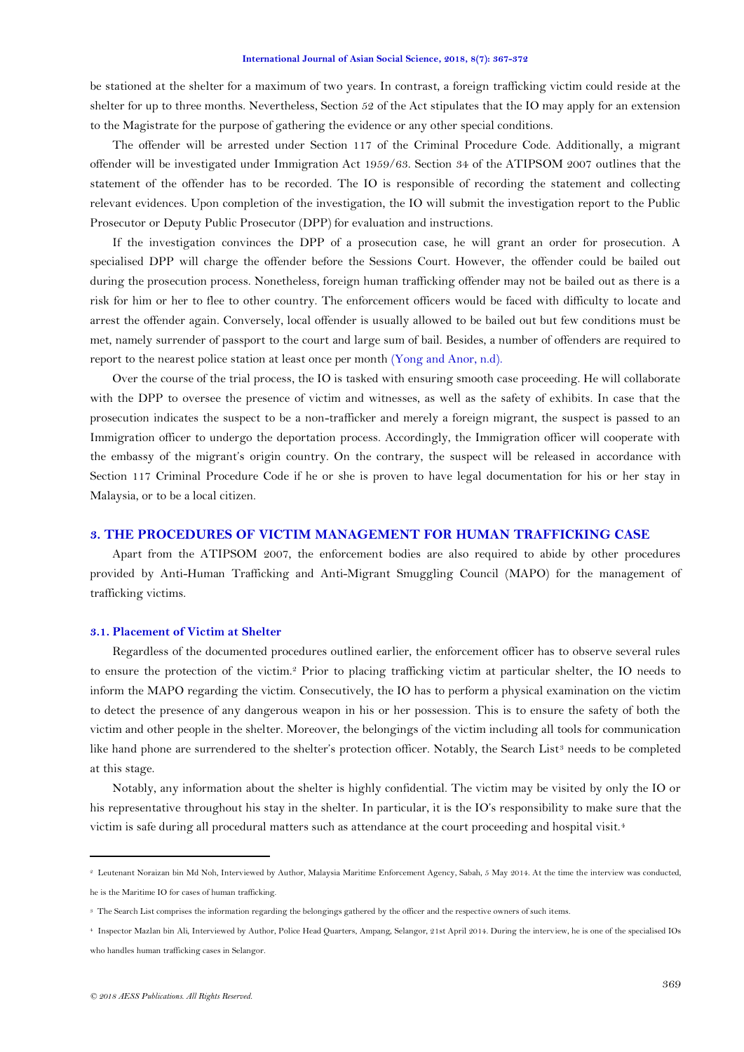be stationed at the shelter for a maximum of two years. In contrast, a foreign trafficking victim could reside at the shelter for up to three months. Nevertheless, Section 52 of the Act stipulates that the IO may apply for an extension to the Magistrate for the purpose of gathering the evidence or any other special conditions.

The offender will be arrested under Section 117 of the Criminal Procedure Code. Additionally, a migrant offender will be investigated under Immigration Act 1959/63. Section 34 of the ATIPSOM 2007 outlines that the statement of the offender has to be recorded. The IO is responsible of recording the statement and collecting relevant evidences. Upon completion of the investigation, the IO will submit the investigation report to the Public Prosecutor or Deputy Public Prosecutor (DPP) for evaluation and instructions.

If the investigation convinces the DPP of a prosecution case, he will grant an order for prosecution. A specialised DPP will charge the offender before the Sessions Court. However, the offender could be bailed out during the prosecution process. Nonetheless, foreign human trafficking offender may not be bailed out as there is a risk for him or her to flee to other country. The enforcement officers would be faced with difficulty to locate and arrest the offender again. Conversely, local offender is usually allowed to be bailed out but few conditions must be met, namely surrender of passport to the court and large sum of bail. Besides, a number of offenders are required to report to the nearest police station at least once per month (Yong and Anor, n.d).

Over the course of the trial process, the IO is tasked with ensuring smooth case proceeding. He will collaborate with the DPP to oversee the presence of victim and witnesses, as well as the safety of exhibits. In case that the prosecution indicates the suspect to be a non-trafficker and merely a foreign migrant, the suspect is passed to an Immigration officer to undergo the deportation process. Accordingly, the Immigration officer will cooperate with the embassy of the migrant's origin country. On the contrary, the suspect will be released in accordance with Section 117 Criminal Procedure Code if he or she is proven to have legal documentation for his or her stay in Malaysia, or to be a local citizen.

## 3. THE PROCEDURES OF VICTIM MANAGEMENT FOR HUMAN TRAFFICKING CASE

Apart from the ATIPSOM 2007, the enforcement bodies are also required to abide by other procedures provided by Anti-Human Trafficking and Anti-Migrant Smuggling Council (MAPO) for the management of trafficking victims.

### 3.1. Placement of Victim at Shelter

Regardless of the documented procedures outlined earlier, the enforcement officer has to observe several rules to ensure the protection of the victim.[2] Prior to placing trafficking victim at particular shelter, the IO needs to inform the MAPO regarding the victim. Consecutively, the IO has to perform a physical examination on the victim to detect the presence of any dangerous weapon in his or her possession. This is to ensure the safety of both the victim and other people in the shelter. Moreover, the belongings of the victim including all tools for communication like hand phone are surrendered to the shelter's protection officer. Notably, the Search List[3] needs to be completed at this stage.

Notably, any information about the shelter is highly confidential. The victim may be visited by only the IO or his representative throughout his stay in the shelter. In particular, it is the IO's responsibility to make sure that the victim is safe during all procedural matters such as attendance at the court proceeding and hospital visit.[4]

---

[2] Leutenant Noraizan bin Md Noh, Interviewed by Author, Malaysia Maritime Enforcement Agency, Sabah, 5 May 2014. At the time the interview was conducted, he is the Maritime IO for cases of human trafficking.

[3] The Search List comprises the information regarding the belongings gathered by the officer and the respective owners of such items.

[4] Inspector Mazlan bin Ali, Interviewed by Author, Police Head Quarters, Ampang, Selangor, 21st April 2014. During the interview, he is one of the specialised IOs who handles human trafficking cases in Selangor.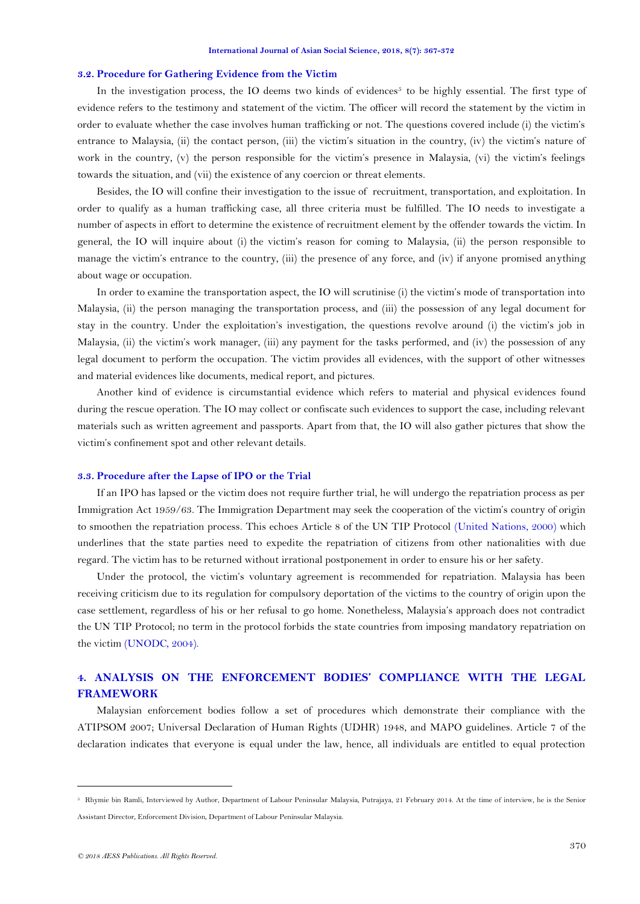### 3.2. Procedure for Gathering Evidence from the Victim

In the investigation process, the IO deems two kinds of evidences[5] to be highly essential. The first type of evidence refers to the testimony and statement of the victim. The officer will record the statement by the victim in order to evaluate whether the case involves human trafficking or not. The questions covered include (i) the victim's entrance to Malaysia, (ii) the contact person, (iii) the victim's situation in the country, (iv) the victim's nature of work in the country, (v) the person responsible for the victim's presence in Malaysia, (vi) the victim's feelings towards the situation, and (vii) the existence of any coercion or threat elements.

Besides, the IO will confine their investigation to the issue of recruitment, transportation, and exploitation. In order to qualify as a human trafficking case, all three criteria must be fulfilled. The IO needs to investigate a number of aspects in effort to determine the existence of recruitment element by the offender towards the victim. In general, the IO will inquire about (i) the victim's reason for coming to Malaysia, (ii) the person responsible to manage the victim's entrance to the country, (iii) the presence of any force, and (iv) if anyone promised anything about wage or occupation.

In order to examine the transportation aspect, the IO will scrutinise (i) the victim's mode of transportation into Malaysia, (ii) the person managing the transportation process, and (iii) the possession of any legal document for stay in the country. Under the exploitation's investigation, the questions revolve around (i) the victim's job in Malaysia, (ii) the victim's work manager, (iii) any payment for the tasks performed, and (iv) the possession of any legal document to perform the occupation. The victim provides all evidences, with the support of other witnesses and material evidences like documents, medical report, and pictures.

Another kind of evidence is circumstantial evidence which refers to material and physical evidences found during the rescue operation. The IO may collect or confiscate such evidences to support the case, including relevant materials such as written agreement and passports. Apart from that, the IO will also gather pictures that show the victim's confinement spot and other relevant details.

### 3.3. Procedure after the Lapse of IPO or the Trial

If an IPO has lapsed or the victim does not require further trial, he will undergo the repatriation process as per Immigration Act 1959/63. The Immigration Department may seek the cooperation of the victim's country of origin to smoothen the repatriation process. This echoes Article 8 of the UN TIP Protocol (United Nations, 2000) which underlines that the state parties need to expedite the repatriation of citizens from other nationalities with due regard. The victim has to be returned without irrational postponement in order to ensure his or her safety.

Under the protocol, the victim's voluntary agreement is recommended for repatriation. Malaysia has been receiving criticism due to its regulation for compulsory deportation of the victims to the country of origin upon the case settlement, regardless of his or her refusal to go home. Nonetheless, Malaysia's approach does not contradict the UN TIP Protocol; no term in the protocol forbids the state countries from imposing mandatory repatriation on the victim (UNODC, 2004).

## 4. ANALYSIS ON THE ENFORCEMENT BODIES' COMPLIANCE WITH THE LEGAL FRAMEWORK

Malaysian enforcement bodies follow a set of procedures which demonstrate their compliance with the ATIPSOM 2007; Universal Declaration of Human Rights (UDHR) 1948, and MAPO guidelines. Article 7 of the declaration indicates that everyone is equal under the law, hence, all individuals are entitled to equal protection

---

[5] Rhymie bin Ramli, Interviewed by Author, Department of Labour Peninsular Malaysia, Putrajaya, 21 February 2014. At the time of interview, he is the Senior Assistant Director, Enforcement Division, Department of Labour Peninsular Malaysia.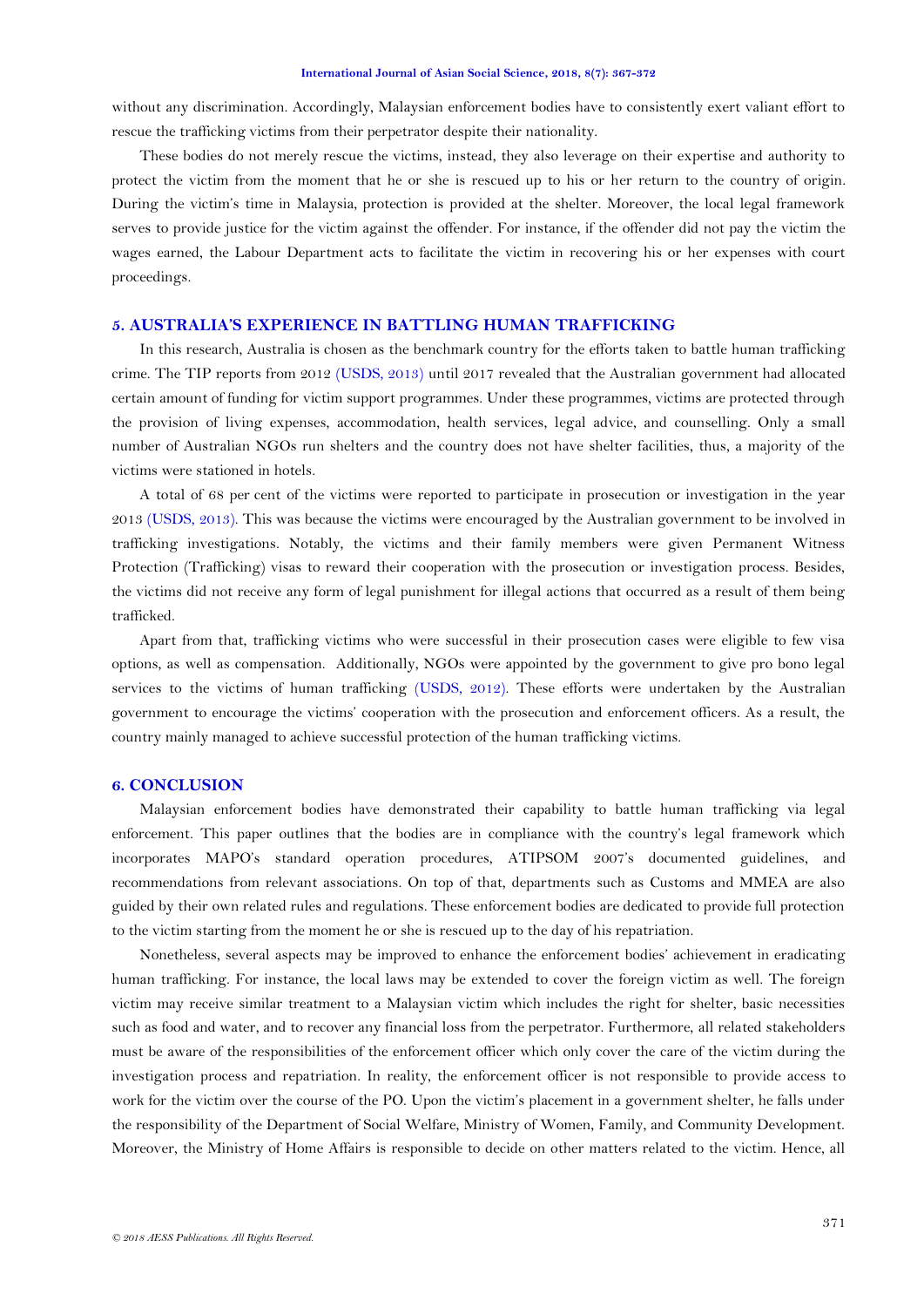without any discrimination. Accordingly, Malaysian enforcement bodies have to consistently exert valiant effort to rescue the trafficking victims from their perpetrator despite their nationality.

These bodies do not merely rescue the victims, instead, they also leverage on their expertise and authority to protect the victim from the moment that he or she is rescued up to his or her return to the country of origin. During the victim's time in Malaysia, protection is provided at the shelter. Moreover, the local legal framework serves to provide justice for the victim against the offender. For instance, if the offender did not pay the victim the wages earned, the Labour Department acts to facilitate the victim in recovering his or her expenses with court proceedings.

## 5. AUSTRALIA'S EXPERIENCE IN BATTLING HUMAN TRAFFICKING

In this research, Australia is chosen as the benchmark country for the efforts taken to battle human trafficking crime. The TIP reports from 2012 (USDS, 2013) until 2017 revealed that the Australian government had allocated certain amount of funding for victim support programmes. Under these programmes, victims are protected through the provision of living expenses, accommodation, health services, legal advice, and counselling. Only a small number of Australian NGOs run shelters and the country does not have shelter facilities, thus, a majority of the victims were stationed in hotels.

A total of 68 per cent of the victims were reported to participate in prosecution or investigation in the year 2013 (USDS, 2013). This was because the victims were encouraged by the Australian government to be involved in trafficking investigations. Notably, the victims and their family members were given Permanent Witness Protection (Trafficking) visas to reward their cooperation with the prosecution or investigation process. Besides, the victims did not receive any form of legal punishment for illegal actions that occurred as a result of them being trafficked.

Apart from that, trafficking victims who were successful in their prosecution cases were eligible to few visa options, as well as compensation. Additionally, NGOs were appointed by the government to give pro bono legal services to the victims of human trafficking (USDS, 2012). These efforts were undertaken by the Australian government to encourage the victims' cooperation with the prosecution and enforcement officers. As a result, the country mainly managed to achieve successful protection of the human trafficking victims.

## 6. CONCLUSION

Malaysian enforcement bodies have demonstrated their capability to battle human trafficking via legal enforcement. This paper outlines that the bodies are in compliance with the country's legal framework which incorporates MAPO's standard operation procedures, ATIPSOM 2007's documented guidelines, and recommendations from relevant associations. On top of that, departments such as Customs and MMEA are also guided by their own related rules and regulations. These enforcement bodies are dedicated to provide full protection to the victim starting from the moment he or she is rescued up to the day of his repatriation.

Nonetheless, several aspects may be improved to enhance the enforcement bodies' achievement in eradicating human trafficking. For instance, the local laws may be extended to cover the foreign victim as well. The foreign victim may receive similar treatment to a Malaysian victim which includes the right for shelter, basic necessities such as food and water, and to recover any financial loss from the perpetrator. Furthermore, all related stakeholders must be aware of the responsibilities of the enforcement officer which only cover the care of the victim during the investigation process and repatriation. In reality, the enforcement officer is not responsible to provide access to work for the victim over the course of the PO. Upon the victim's placement in a government shelter, he falls under the responsibility of the Department of Social Welfare, Ministry of Women, Family, and Community Development. Moreover, the Ministry of Home Affairs is responsible to decide on other matters related to the victim. Hence, all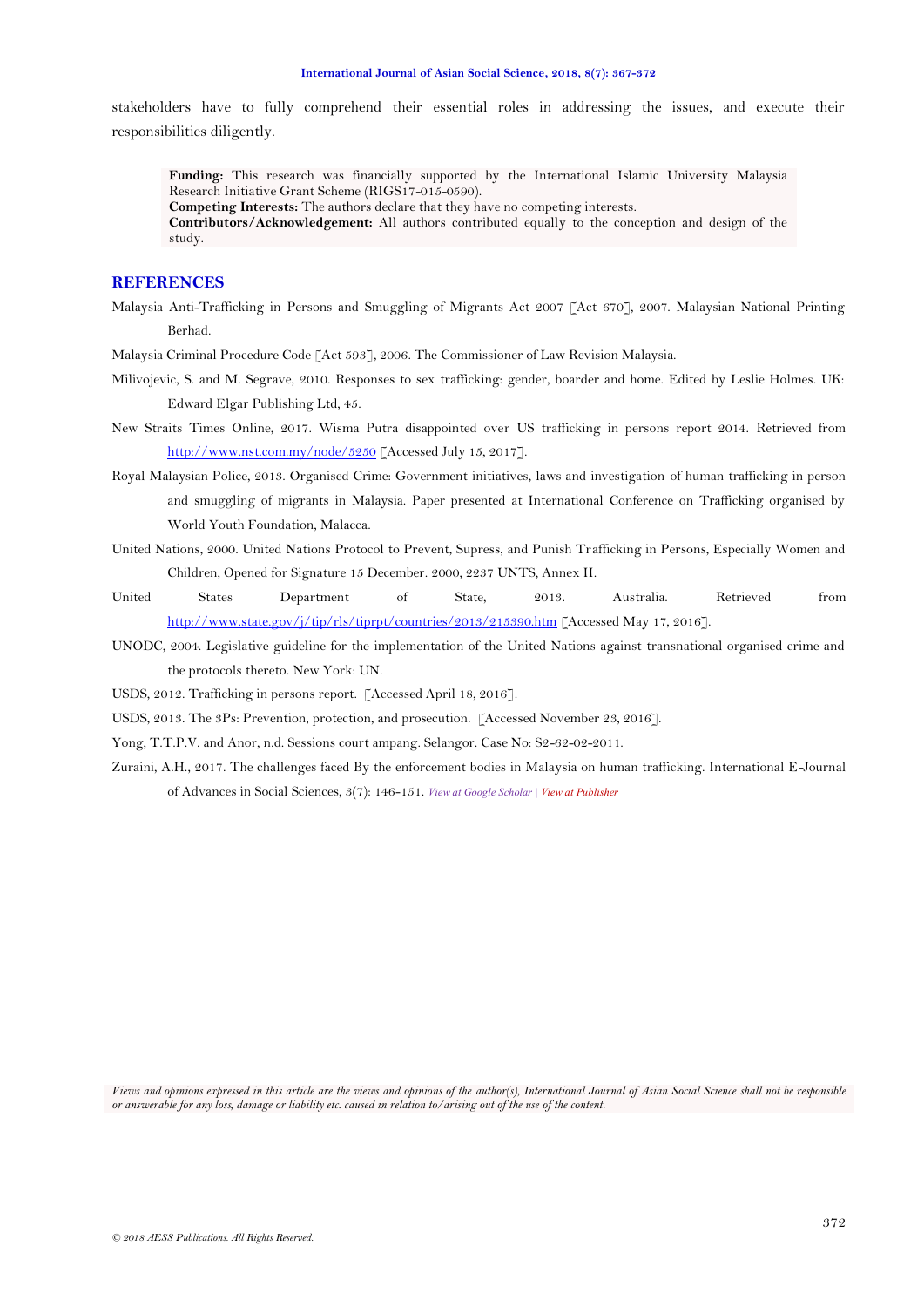stakeholders have to fully comprehend their essential roles in addressing the issues, and execute their responsibilities diligently.

**Funding:** This research was financially supported by the International Islamic University Malaysia Research Initiative Grant Scheme (RIGS17-015-0590).
**Competing Interests:** The authors declare that they have no competing interests.
**Contributors/Acknowledgement:** All authors contributed equally to the conception and design of the study.

## REFERENCES

Malaysia Anti-Trafficking in Persons and Smuggling of Migrants Act 2007 [Act 670], 2007. Malaysian National Printing Berhad.

Malaysia Criminal Procedure Code [Act 593], 2006. The Commissioner of Law Revision Malaysia.

Milivojevic, S. and M. Segrave, 2010. Responses to sex trafficking: gender, boarder and home. Edited by Leslie Holmes. UK: Edward Elgar Publishing Ltd, 45.

New Straits Times Online, 2017. Wisma Putra disappointed over US trafficking in persons report 2014. Retrieved from http://www.nst.com.my/node/5250 [Accessed July 15, 2017].

Royal Malaysian Police, 2013. Organised Crime: Government initiatives, laws and investigation of human trafficking in person and smuggling of migrants in Malaysia. Paper presented at International Conference on Trafficking organised by World Youth Foundation, Malacca.

United Nations, 2000. United Nations Protocol to Prevent, Supress, and Punish Trafficking in Persons, Especially Women and Children, Opened for Signature 15 December. 2000, 2237 UNTS, Annex II.

United States Department of State, 2013. Australia. Retrieved from http://www.state.gov/j/tip/rls/tiprpt/countries/2013/215390.htm [Accessed May 17, 2016].

UNODC, 2004. Legislative guideline for the implementation of the United Nations against transnational organised crime and the protocols thereto. New York: UN.

USDS, 2012. Trafficking in persons report. [Accessed April 18, 2016].

USDS, 2013. The 3Ps: Prevention, protection, and prosecution. [Accessed November 23, 2016].

Yong, T.T.P.V. and Anor, n.d. Sessions court ampang. Selangor. Case No: S2-62-02-2011.

Zuraini, A.H., 2017. The challenges faced By the enforcement bodies in Malaysia on human trafficking. International E-Journal of Advances in Social Sciences, 3(7): 146-151. *View at Google Scholar* | *View at Publisher*

*Views and opinions expressed in this article are the views and opinions of the author(s), International Journal of Asian Social Science shall not be responsible or answerable for any loss, damage or liability etc. caused in relation to/arising out of the use of the content.*